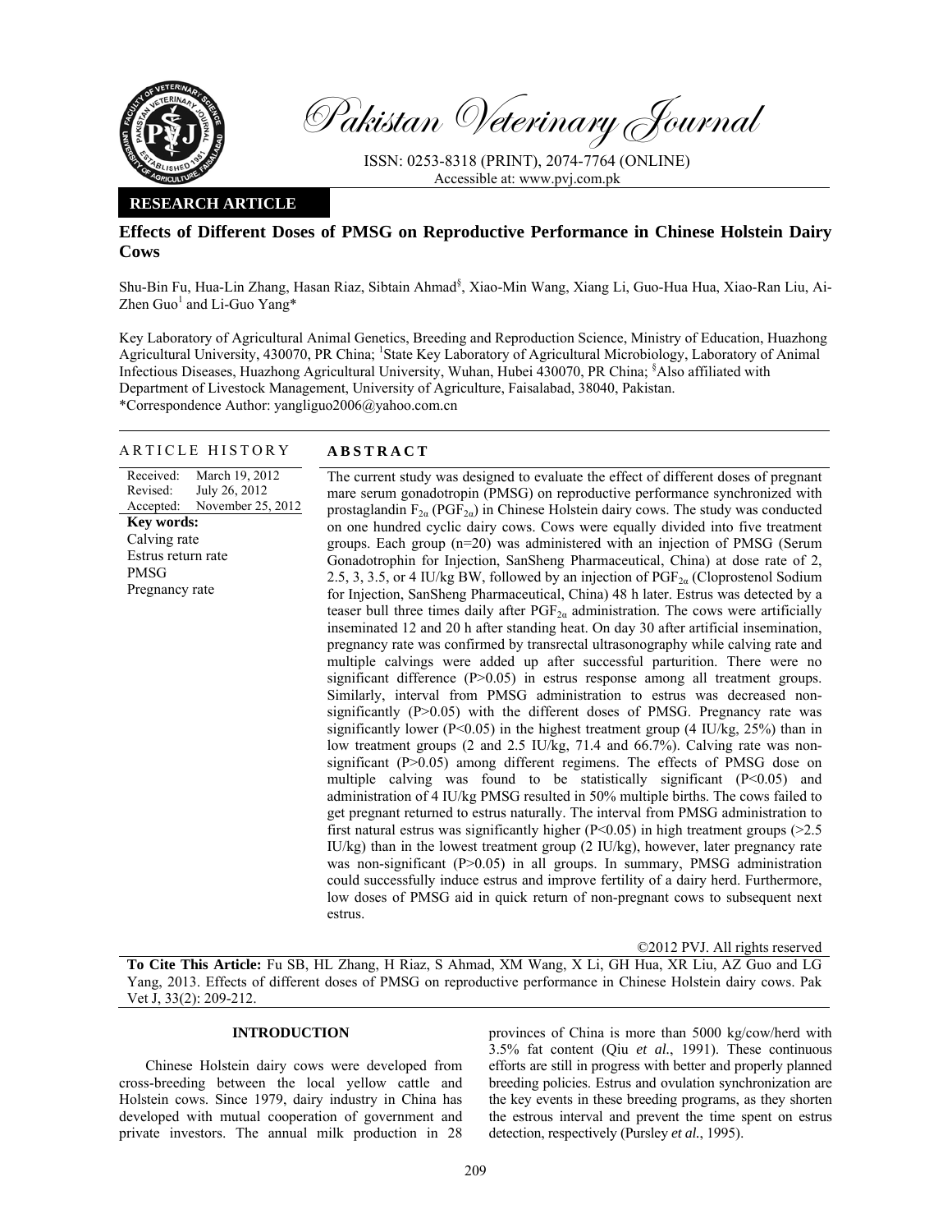Pakistan Veterinary Journal

ISSN: 0253-8318 (PRINT), 2074-7764 (ONLINE)
Accessible at: www.pvj.com.pk

**RESEARCH ARTICLE**

# Effects of Different Doses of PMSG on Reproductive Performance in Chinese Holstein Dairy Cows

Shu-Bin Fu, Hua-Lin Zhang, Hasan Riaz, Sibtain Ahmad[§], Xiao-Min Wang, Xiang Li, Guo-Hua Hua, Xiao-Ran Liu, Ai-Zhen Guo[1] and Li-Guo Yang*

Key Laboratory of Agricultural Animal Genetics, Breeding and Reproduction Science, Ministry of Education, Huazhong Agricultural University, 430070, PR China; [1]State Key Laboratory of Agricultural Microbiology, Laboratory of Animal Infectious Diseases, Huazhong Agricultural University, Wuhan, Hubei 430070, PR China; [§]Also affiliated with Department of Livestock Management, University of Agriculture, Faisalabad, 38040, Pakistan.
*Correspondence Author: yangliguo2006@yahoo.com.cn

## ARTICLE HISTORY

Received: March 19, 2012
Revised: July 26, 2012
Accepted: November 25, 2012

**Key words:**
Calving rate
Estrus return rate
PMSG
Pregnancy rate

## ABSTRACT

The current study was designed to evaluate the effect of different doses of pregnant mare serum gonadotropin (PMSG) on reproductive performance synchronized with prostaglandin $F_{2\alpha}$ ($PGF_{2\alpha}$) in Chinese Holstein dairy cows. The study was conducted on one hundred cyclic dairy cows. Cows were equally divided into five treatment groups. Each group (n=20) was administered with an injection of PMSG (Serum Gonadotrophin for Injection, SanSheng Pharmaceutical, China) at dose rate of 2, 2.5, 3, 3.5, or 4 IU/kg BW, followed by an injection of $PGF_{2\alpha}$ (Cloprostenol Sodium for Injection, SanSheng Pharmaceutical, China) 48 h later. Estrus was detected by a teaser bull three times daily after $PGF_{2\alpha}$ administration. The cows were artificially inseminated 12 and 20 h after standing heat. On day 30 after artificial insemination, pregnancy rate was confirmed by transrectal ultrasonography while calving rate and multiple calvings were added up after successful parturition. There were no significant difference (P>0.05) in estrus response among all treatment groups. Similarly, interval from PMSG administration to estrus was decreased non-significantly (P>0.05) with the different doses of PMSG. Pregnancy rate was significantly lower (P<0.05) in the highest treatment group (4 IU/kg, 25%) than in low treatment groups (2 and 2.5 IU/kg, 71.4 and 66.7%). Calving rate was non-significant (P>0.05) among different regimens. The effects of PMSG dose on multiple calving was found to be statistically significant (P<0.05) and administration of 4 IU/kg PMSG resulted in 50% multiple births. The cows failed to get pregnant returned to estrus naturally. The interval from PMSG administration to first natural estrus was significantly higher (P<0.05) in high treatment groups (>2.5 IU/kg) than in the lowest treatment group (2 IU/kg), however, later pregnancy rate was non-significant (P>0.05) in all groups. In summary, PMSG administration could successfully induce estrus and improve fertility of a dairy herd. Furthermore, low doses of PMSG aid in quick return of non-pregnant cows to subsequent next estrus.

©2012 PVJ. All rights reserved

**To Cite This Article:** Fu SB, HL Zhang, H Riaz, S Ahmad, XM Wang, X Li, GH Hua, XR Liu, AZ Guo and LG Yang, 2013. Effects of different doses of PMSG on reproductive performance in Chinese Holstein dairy cows. Pak Vet J, 33(2): 209-212.

## INTRODUCTION

Chinese Holstein dairy cows were developed from cross-breeding between the local yellow cattle and Holstein cows. Since 1979, dairy industry in China has developed with mutual cooperation of government and private investors. The annual milk production in 28 provinces of China is more than 5000 kg/cow/herd with 3.5% fat content (Qiu *et al.*, 1991). These continuous efforts are still in progress with better and properly planned breeding policies. Estrus and ovulation synchronization are the key events in these breeding programs, as they shorten the estrous interval and prevent the time spent on estrus detection, respectively (Pursley *et al.*, 1995).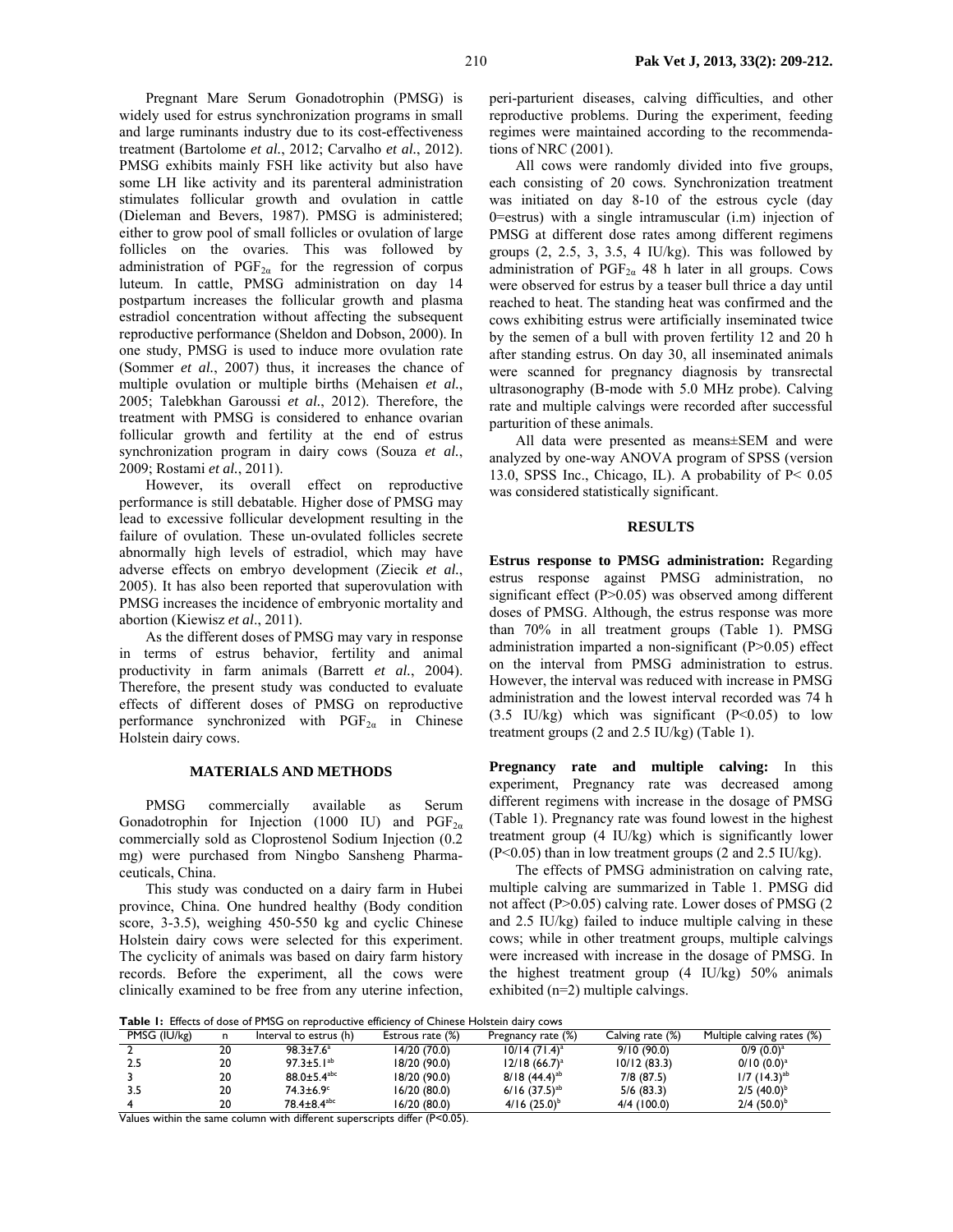Pregnant Mare Serum Gonadotrophin (PMSG) is widely used for estrus synchronization programs in small and large ruminants industry due to its cost-effectiveness treatment (Bartolome *et al.*, 2012; Carvalho *et al.*, 2012). PMSG exhibits mainly FSH like activity but also have some LH like activity and its parenteral administration stimulates follicular growth and ovulation in cattle (Dieleman and Bevers, 1987). PMSG is administered; either to grow pool of small follicles or ovulation of large follicles on the ovaries. This was followed by administration of $PGF_{2\alpha}$ for the regression of corpus luteum. In cattle, PMSG administration on day 14 postpartum increases the follicular growth and plasma estradiol concentration without affecting the subsequent reproductive performance (Sheldon and Dobson, 2000). In one study, PMSG is used to induce more ovulation rate (Sommer *et al.*, 2007) thus, it increases the chance of multiple ovulation or multiple births (Mehaisen *et al.*, 2005; Talebkhan Garoussi *et al.*, 2012). Therefore, the treatment with PMSG is considered to enhance ovarian follicular growth and fertility at the end of estrus synchronization program in dairy cows (Souza *et al.*, 2009; Rostami *et al.*, 2011).

However, its overall effect on reproductive performance is still debatable. Higher dose of PMSG may lead to excessive follicular development resulting in the failure of ovulation. These un-ovulated follicles secrete abnormally high levels of estradiol, which may have adverse effects on embryo development (Ziecik *et al.*, 2005). It has also been reported that superovulation with PMSG increases the incidence of embryonic mortality and abortion (Kiewisz *et al*., 2011).

As the different doses of PMSG may vary in response in terms of estrus behavior, fertility and animal productivity in farm animals (Barrett *et al.*, 2004). Therefore, the present study was conducted to evaluate effects of different doses of PMSG on reproductive performance synchronized with $PGF_{2\alpha}$ in Chinese Holstein dairy cows.

## MATERIALS AND METHODS

PMSG commercially available as Serum Gonadotrophin for Injection (1000 IU) and $PGF_{2\alpha}$ commercially sold as Cloprostenol Sodium Injection (0.2 mg) were purchased from Ningbo Sansheng Pharmaceuticals, China.

This study was conducted on a dairy farm in Hubei province, China. One hundred healthy (Body condition score, 3-3.5), weighing 450-550 kg and cyclic Chinese Holstein dairy cows were selected for this experiment. The cyclicity of animals was based on dairy farm history records. Before the experiment, all the cows were clinically examined to be free from any uterine infection, peri-parturient diseases, calving difficulties, and other reproductive problems. During the experiment, feeding regimes were maintained according to the recommendations of NRC (2001).

All cows were randomly divided into five groups, each consisting of 20 cows. Synchronization treatment was initiated on day 8-10 of the estrous cycle (day 0=estrus) with a single intramuscular (i.m) injection of PMSG at different dose rates among different regimens groups (2, 2.5, 3, 3.5, 4 IU/kg). This was followed by administration of $PGF_{2\alpha}$ 48 h later in all groups. Cows were observed for estrus by a teaser bull thrice a day until reached to heat. The standing heat was confirmed and the cows exhibiting estrus were artificially inseminated twice by the semen of a bull with proven fertility 12 and 20 h after standing estrus. On day 30, all inseminated animals were scanned for pregnancy diagnosis by transrectal ultrasonography (B-mode with 5.0 MHz probe). Calving rate and multiple calvings were recorded after successful parturition of these animals.

All data were presented as means±SEM and were analyzed by one-way ANOVA program of SPSS (version 13.0, SPSS Inc., Chicago, IL). A probability of $P< 0.05$ was considered statistically significant.

## RESULTS

**Estrus response to PMSG administration:** Regarding estrus response against PMSG administration, no significant effect ($P>0.05$) was observed among different doses of PMSG. Although, the estrus response was more than 70% in all treatment groups (Table 1). PMSG administration imparted a non-significant ($P>0.05$) effect on the interval from PMSG administration to estrus. However, the interval was reduced with increase in PMSG administration and the lowest interval recorded was 74 h (3.5 IU/kg) which was significant ($P<0.05$) to low treatment groups (2 and 2.5 IU/kg) (Table 1).

**Pregnancy rate and multiple calving:** In this experiment, Pregnancy rate was decreased among different regimens with increase in the dosage of PMSG (Table 1). Pregnancy rate was found lowest in the highest treatment group (4 IU/kg) which is significantly lower ($P<0.05$) than in low treatment groups (2 and 2.5 IU/kg).

The effects of PMSG administration on calving rate, multiple calving are summarized in Table 1. PMSG did not affect ($P>0.05$) calving rate. Lower doses of PMSG (2 and 2.5 IU/kg) failed to induce multiple calving in these cows; while in other treatment groups, multiple calvings were increased with increase in the dosage of PMSG. In the highest treatment group (4 IU/kg) 50% animals exhibited (n=2) multiple calvings.

**Table 1:** Effects of dose of PMSG on reproductive efficiency of Chinese Holstein dairy cows

| PMSG (IU/kg) | n | Interval to estrus (h) | Estrous rate (%) | Pregnancy rate (%) | Calving rate (%) | Multiple calving rates (%) |
|---|---|---|---|---|---|---|
| 2 | 20 | $98.3±7.6^{a}$ | 14/20 (70.0) | $10/14\ (71.4)^{a}$ | 9/10 (90.0) | $0/9\ (0.0)^{a}$ |
| 2.5 | 20 | $97.3±5.1^{ab}$ | 18/20 (90.0) | $12/18\ (66.7)^{a}$ | 10/12 (83.3) | $0/10\ (0.0)^{a}$ |
| 3 | 20 | $88.0±5.4^{abc}$ | 18/20 (90.0) | $8/18\ (44.4)^{ab}$ | 7/8 (87.5) | $1/7\ (14.3)^{ab}$ |
| 3.5 | 20 | $74.3±6.9^{c}$ | 16/20 (80.0) | $6/16\ (37.5)^{ab}$ | 5/6 (83.3) | $2/5\ (40.0)^{b}$ |
| 4 | 20 | $78.4±8.4^{abc}$ | 16/20 (80.0) | $4/16\ (25.0)^{b}$ | 4/4 (100.0) | $2/4\ (50.0)^{b}$ |

Values within the same column with different superscripts differ ($P<0.05$).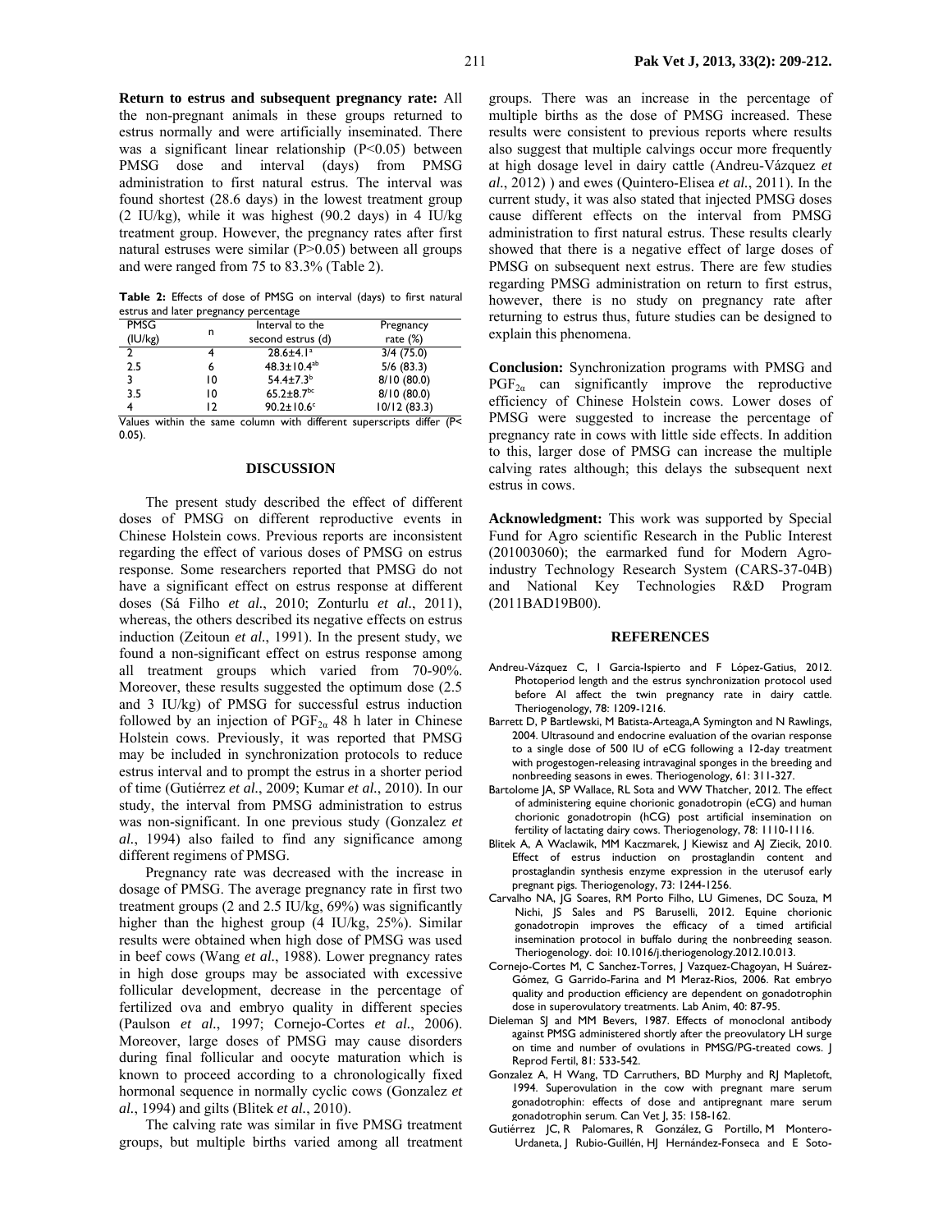**Return to estrus and subsequent pregnancy rate:** All the non-pregnant animals in these groups returned to estrus normally and were artificially inseminated. There was a significant linear relationship ($P<0.05$) between PMSG dose and interval (days) from PMSG administration to first natural estrus. The interval was found shortest (28.6 days) in the lowest treatment group (2 IU/kg), while it was highest (90.2 days) in 4 IU/kg treatment group. However, the pregnancy rates after first natural estruses were similar ($P>0.05$) between all groups and were ranged from 75 to 83.3% (Table 2).

**Table 2:** Effects of dose of PMSG on interval (days) to first natural estrus and later pregnancy percentage

| PMSG (IU/kg) | n | Interval to the second estrus (d) | Pregnancy rate (%) |
|---|---|---|---|
| 2 | 4 | 28.6±4.1[a] | 3/4 (75.0) |
| 2.5 | 6 | 48.3±10.4[ab] | 5/6 (83.3) |
| 3 | 10 | 54.4±7.3[b] | 8/10 (80.0) |
| 3.5 | 10 | 65.2±8.7[bc] | 8/10 (80.0) |
| 4 | 12 | 90.2±10.6[c] | 10/12 (83.3) |

Values within the same column with different superscripts differ ($P<0.05$).

## DISCUSSION

The present study described the effect of different doses of PMSG on different reproductive events in Chinese Holstein cows. Previous reports are inconsistent regarding the effect of various doses of PMSG on estrus response. Some researchers reported that PMSG do not have a significant effect on estrus response at different doses (Sá Filho *et al.*, 2010; Zonturlu *et al.*, 2011), whereas, the others described its negative effects on estrus induction (Zeitoun *et al.*, 1991). In the present study, we found a non-significant effect on estrus response among all treatment groups which varied from 70-90%. Moreover, these results suggested the optimum dose (2.5 and 3 IU/kg) of PMSG for successful estrus induction followed by an injection of $PGF_{2\alpha}$ 48 h later in Chinese Holstein cows. Previously, it was reported that PMSG may be included in synchronization protocols to reduce estrus interval and to prompt the estrus in a shorter period of time (Gutiérrez *et al.*, 2009; Kumar *et al.*, 2010). In our study, the interval from PMSG administration to estrus was non-significant. In one previous study (Gonzalez *et al.*, 1994) also failed to find any significance among different regimens of PMSG.

Pregnancy rate was decreased with the increase in dosage of PMSG. The average pregnancy rate in first two treatment groups (2 and 2.5 IU/kg, 69%) was significantly higher than the highest group (4 IU/kg, 25%). Similar results were obtained when high dose of PMSG was used in beef cows (Wang *et al.*, 1988). Lower pregnancy rates in high dose groups may be associated with excessive follicular development, decrease in the percentage of fertilized ova and embryo quality in different species (Paulson *et al.*, 1997; Cornejo-Cortes *et al.*, 2006). Moreover, large doses of PMSG may cause disorders during final follicular and oocyte maturation which is known to proceed according to a chronologically fixed hormonal sequence in normally cyclic cows (Gonzalez *et al.*, 1994) and gilts (Blitek *et al.*, 2010).

The calving rate was similar in five PMSG treatment groups, but multiple births varied among all treatment groups. There was an increase in the percentage of multiple births as the dose of PMSG increased. These results were consistent to previous reports where results also suggest that multiple calvings occur more frequently at high dosage level in dairy cattle (Andreu-Vázquez *et al.*, 2012) ) and ewes (Quintero-Elisea *et al.*, 2011). In the current study, it was also stated that injected PMSG doses cause different effects on the interval from PMSG administration to first natural estrus. These results clearly showed that there is a negative effect of large doses of PMSG on subsequent next estrus. There are few studies regarding PMSG administration on return to first estrus, however, there is no study on pregnancy rate after returning to estrus thus, future studies can be designed to explain this phenomena.

**Conclusion:** Synchronization programs with PMSG and $PGF_{2\alpha}$ can significantly improve the reproductive efficiency of Chinese Holstein cows. Lower doses of PMSG were suggested to increase the percentage of pregnancy rate in cows with little side effects. In addition to this, larger dose of PMSG can increase the multiple calving rates although; this delays the subsequent next estrus in cows.

**Acknowledgment:** This work was supported by Special Fund for Agro scientific Research in the Public Interest (201003060); the earmarked fund for Modern Agro-industry Technology Research System (CARS-37-04B) and National Key Technologies R&D Program (2011BAD19B00).

## REFERENCES

Andreu-Vázquez C, I Garcia-Ispierto and F López-Gatius, 2012. Photoperiod length and the estrus synchronization protocol used before AI affect the twin pregnancy rate in dairy cattle. Theriogenology, 78: 1209-1216.

Barrett D, P Bartlewski, M Batista-Arteaga,A Symington and N Rawlings, 2004. Ultrasound and endocrine evaluation of the ovarian response to a single dose of 500 IU of eCG following a 12-day treatment with progestogen-releasing intravaginal sponges in the breeding and nonbreeding seasons in ewes. Theriogenology, 61: 311-327.

Bartolome JA, SP Wallace, RL Sota and WW Thatcher, 2012. The effect of administering equine chorionic gonadotropin (eCG) and human chorionic gonadotropin (hCG) post artificial insemination on fertility of lactating dairy cows. Theriogenology, 78: 1110-1116.

Blitek A, A Waclawik, MM Kaczmarek, J Kiewisz and AJ Ziecik, 2010. Effect of estrus induction on prostaglandin content and prostaglandin synthesis enzyme expression in the uterusof early pregnant pigs. Theriogenology, 73: 1244-1256.

Carvalho NA, JG Soares, RM Porto Filho, LU Gimenes, DC Souza, M Nichi, JS Sales and PS Baruselli, 2012. Equine chorionic gonadotropin improves the efficacy of a timed artificial insemination protocol in buffalo during the nonbreeding season. Theriogenology. doi: 10.1016/j.theriogenology.2012.10.013.

Cornejo-Cortes M, C Sanchez-Torres, J Vazquez-Chagoyan, H Suárez-Gómez, G Garrido-Farina and M Meraz-Rios, 2006. Rat embryo quality and production efficiency are dependent on gonadotrophin dose in superovulatory treatments. Lab Anim, 40: 87-95.

Dieleman SJ and MM Bevers, 1987. Effects of monoclonal antibody against PMSG administered shortly after the preovulatory LH surge on time and number of ovulations in PMSG/PG-treated cows. J Reprod Fertil, 81: 533-542.

Gonzalez A, H Wang, TD Carruthers, BD Murphy and RJ Mapletoft, 1994. Superovulation in the cow with pregnant mare serum gonadotrophin: effects of dose and antipregnant mare serum gonadotrophin serum. Can Vet J, 35: 158-162.

Gutiérrez JC, R Palomares, R González, G Portillo, M Montero-Urdaneta, J Rubio-Guillén, HJ Hernández-Fonseca and E Soto-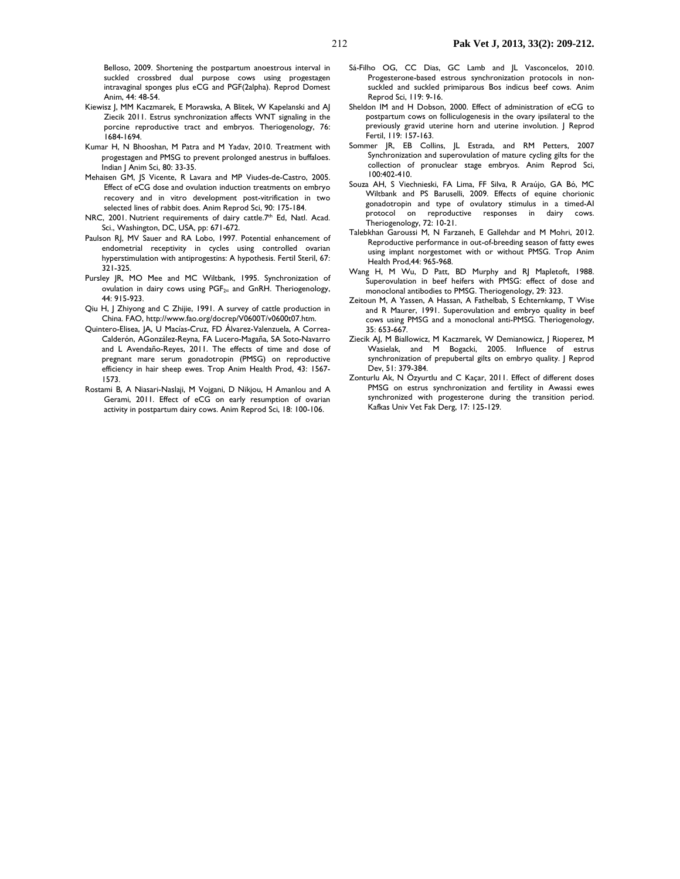Belloso, 2009. Shortening the postpartum anoestrous interval in suckled crossbred dual purpose cows using progestagen intravaginal sponges plus eCG and PGF(2alpha). Reprod Domest Anim, 44: 48-54.

Kiewisz J, MM Kaczmarek, E Morawska, A Blitek, W Kapelanski and AJ Ziecik 2011. Estrus synchronization affects WNT signaling in the porcine reproductive tract and embryos. Theriogenology, 76: 1684-1694.

Kumar H, N Bhooshan, M Patra and M Yadav, 2010. Treatment with progestagen and PMSG to prevent prolonged anestrus in buffaloes. Indian J Anim Sci, 80: 33-35.

Mehaisen GM, JS Vicente, R Lavara and MP Viudes-de-Castro, 2005. Effect of eCG dose and ovulation induction treatments on embryo recovery and in vitro development post-vitrification in two selected lines of rabbit does. Anim Reprod Sci, 90: 175-184.

NRC, 2001. Nutrient requirements of dairy cattle.7th Ed, Natl. Acad. Sci., Washington, DC, USA, pp: 671-672.

Paulson RJ, MV Sauer and RA Lobo, 1997. Potential enhancement of endometrial receptivity in cycles using controlled ovarian hyperstimulation with antiprogestins: A hypothesis. Fertil Steril, 67: 321-325.

Pursley JR, MO Mee and MC Wiltbank, 1995. Synchronization of ovulation in dairy cows using $PGF_{2\alpha}$ and GnRH. Theriogenology, 44: 915-923.

Qiu H, J Zhiyong and C Zhijie, 1991. A survey of cattle production in China. FAO, http://www.fao.org/docrep/V0600T/v0600t07.htm.

Quintero-Elisea, JA, U Macías-Cruz, FD Álvarez-Valenzuela, A Correa-Calderón, AGonzález-Reyna, FA Lucero-Magaña, SA Soto-Navarro and L Avendaño-Reyes, 2011. The effects of time and dose of pregnant mare serum gonadotropin (PMSG) on reproductive efficiency in hair sheep ewes. Trop Anim Health Prod, 43: 1567-1573.

Rostami B, A Niasari-Naslaji, M Vojgani, D Nikjou, H Amanlou and A Gerami, 2011. Effect of eCG on early resumption of ovarian activity in postpartum dairy cows. Anim Reprod Sci, 18: 100-106.

Sá-Filho OG, CC Dias, GC Lamb and JL Vasconcelos, 2010. Progesterone-based estrous synchronization protocols in non-suckled and suckled primiparous Bos indicus beef cows. Anim Reprod Sci, 119: 9-16.

Sheldon IM and H Dobson, 2000. Effect of administration of eCG to postpartum cows on folliculogenesis in the ovary ipsilateral to the previously gravid uterine horn and uterine involution. J Reprod Fertil, 119: 157-163.

Sommer JR, EB Collins, JL Estrada, and RM Petters, 2007 Synchronization and superovulation of mature cycling gilts for the collection of pronuclear stage embryos. Anim Reprod Sci, 100:402-410.

Souza AH, S Viechnieski, FA Lima, FF Silva, R Araújo, GA Bó, MC Wiltbank and PS Baruselli, 2009. Effects of equine chorionic gonadotropin and type of ovulatory stimulus in a timed-AI protocol on reproductive responses in dairy cows. Theriogenology, 72: 10-21.

Talebkhan Garoussi M, N Farzaneh, E Gallehdar and M Mohri, 2012. Reproductive performance in out-of-breeding season of fatty ewes using implant norgestomet with or without PMSG. Trop Anim Health Prod,44: 965-968.

Wang H, M Wu, D Patt, BD Murphy and RJ Mapletoft, 1988. Superovulation in beef heifers with PMSG: effect of dose and monoclonal antibodies to PMSG. Theriogenology, 29: 323.

Zeitoun M, A Yassen, A Hassan, A Fathelbab, S Echternkamp, T Wise and R Maurer, 1991. Superovulation and embryo quality in beef cows using PMSG and a monoclonal anti-PMSG. Theriogenology, 35: 653-667.

Ziecik AJ, M Biallowicz, M Kaczmarek, W Demianowicz, J Rioperez, M Wasielak, and M Bogacki, 2005. Influence of estrus synchronization of prepubertal gilts on embryo quality. J Reprod Dev, 51: 379-384.

Zonturlu Ak, N Özyurtlu and C Kaçar, 2011. Effect of different doses PMSG on estrus synchronization and fertility in Awassi ewes synchronized with progesterone during the transition period. Kafkas Univ Vet Fak Derg, 17: 125-129.